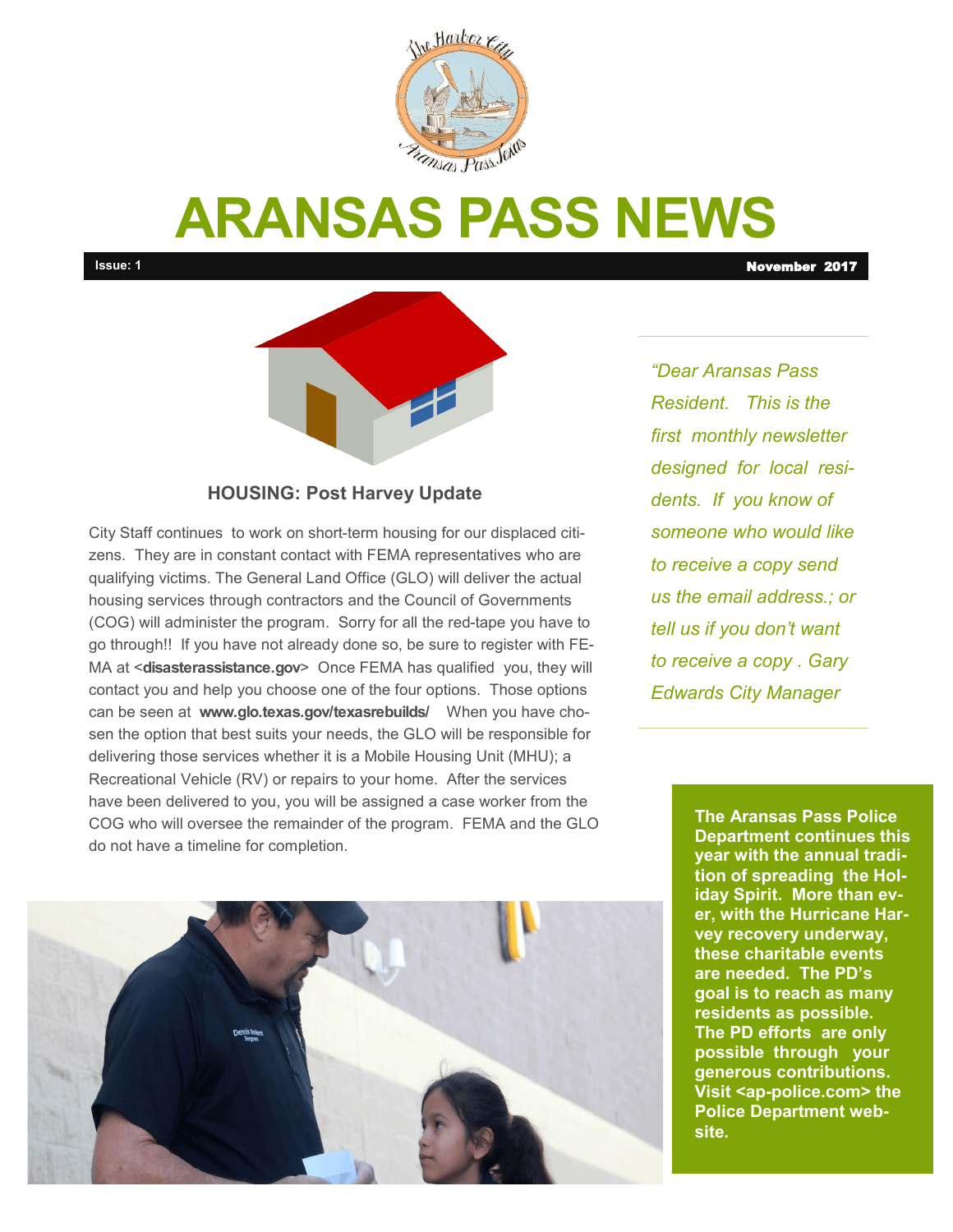# ARANSAS PASS NEWS

**Issue: 1** **November 2017**

## HOUSING: Post Harvey Update

City Staff continues to work on short-term housing for our displaced citizens. They are in constant contact with FEMA representatives who are qualifying victims. The General Land Office (GLO) will deliver the actual housing services through contractors and the Council of Governments (COG) will administer the program. Sorry for all the red-tape you have to go through!! If you have not already done so, be sure to register with FEMA at <**disasterassistance.gov**> Once FEMA has qualified you, they will contact you and help you choose one of the four options. Those options can be seen at **www.glo.texas.gov/texasrebuilds/** When you have chosen the option that best suits your needs, the GLO will be responsible for delivering those services whether it is a Mobile Housing Unit (MHU); a Recreational Vehicle (RV) or repairs to your home. After the services have been delivered to you, you will be assigned a case worker from the COG who will oversee the remainder of the program. FEMA and the GLO do not have a timeline for completion.

*"Dear Aransas Pass Resident. This is the first monthly newsletter designed for local residents. If you know of someone who would like to receive a copy send us the email address.; or tell us if you don't want to receive a copy . Gary Edwards City Manager*

**The Aransas Pass Police Department continues this year with the annual tradition of spreading the Holiday Spirit. More than ever, with the Hurricane Harvey recovery underway, these charitable events are needed. The PD's goal is to reach as many residents as possible. The PD efforts are only possible through your generous contributions. Visit <ap-police.com> the Police Department website.**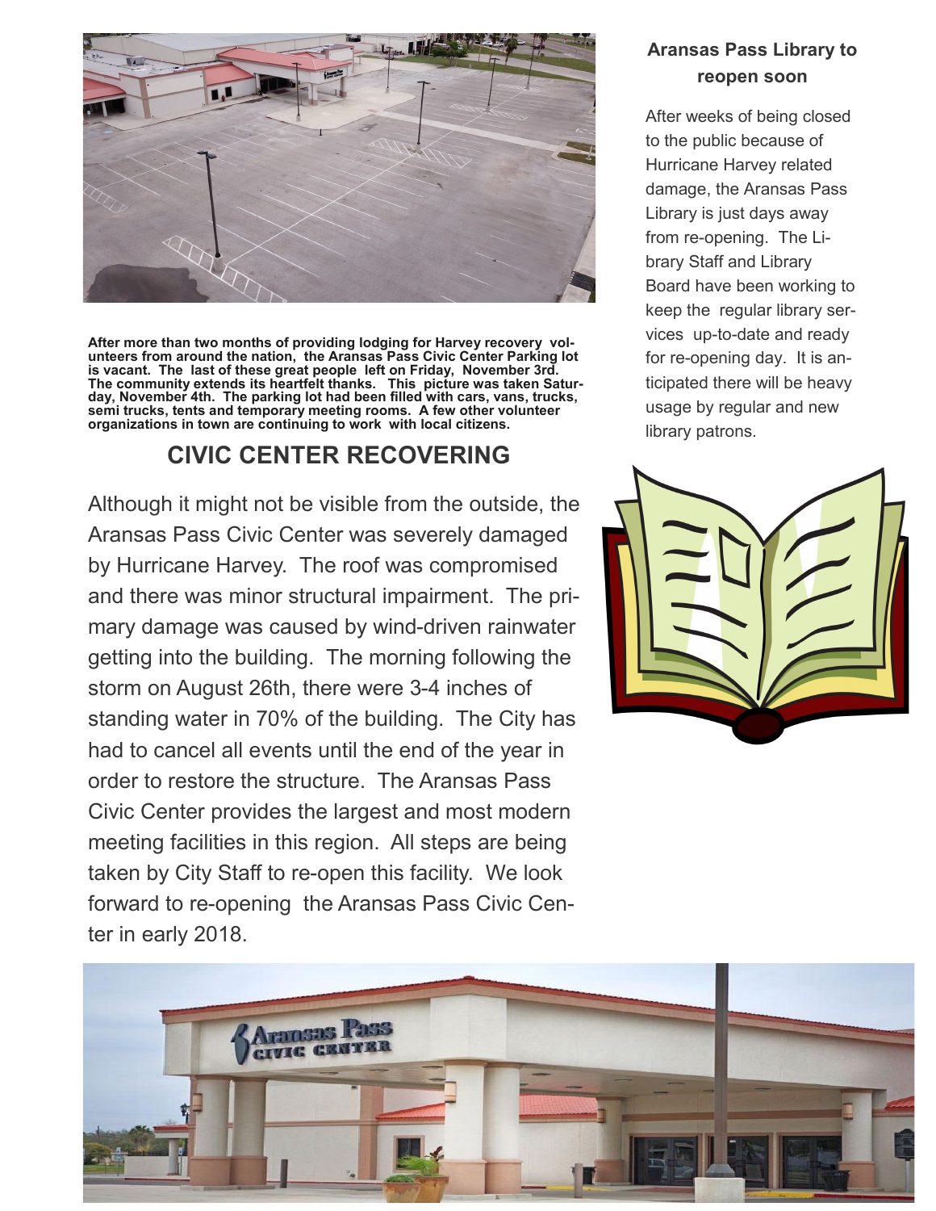After more than two months of providing lodging for Harvey recovery volunteers from around the nation, the Aransas Pass Civic Center Parking lot is vacant. The last of these great people left on Friday, November 3rd. The community extends its heartfelt thanks. This picture was taken Saturday, November 4th. The parking lot had been filled with cars, vans, trucks, semi trucks, tents and temporary meeting rooms. A few other volunteer organizations in town are continuing to work with local citizens.

## CIVIC CENTER RECOVERING

Although it might not be visible from the outside, the Aransas Pass Civic Center was severely damaged by Hurricane Harvey. The roof was compromised and there was minor structural impairment. The primary damage was caused by wind-driven rainwater getting into the building. The morning following the storm on August 26th, there were 3-4 inches of standing water in 70% of the building. The City has had to cancel all events until the end of the year in order to restore the structure. The Aransas Pass Civic Center provides the largest and most modern meeting facilities in this region. All steps are being taken by City Staff to re-open this facility. We look forward to re-opening the Aransas Pass Civic Center in early 2018.

## Aransas Pass Library to reopen soon

After weeks of being closed to the public because of Hurricane Harvey related damage, the Aransas Pass Library is just days away from re-opening. The Library Staff and Library Board have been working to keep the regular library services up-to-date and ready for re-opening day. It is anticipated there will be heavy usage by regular and new library patrons.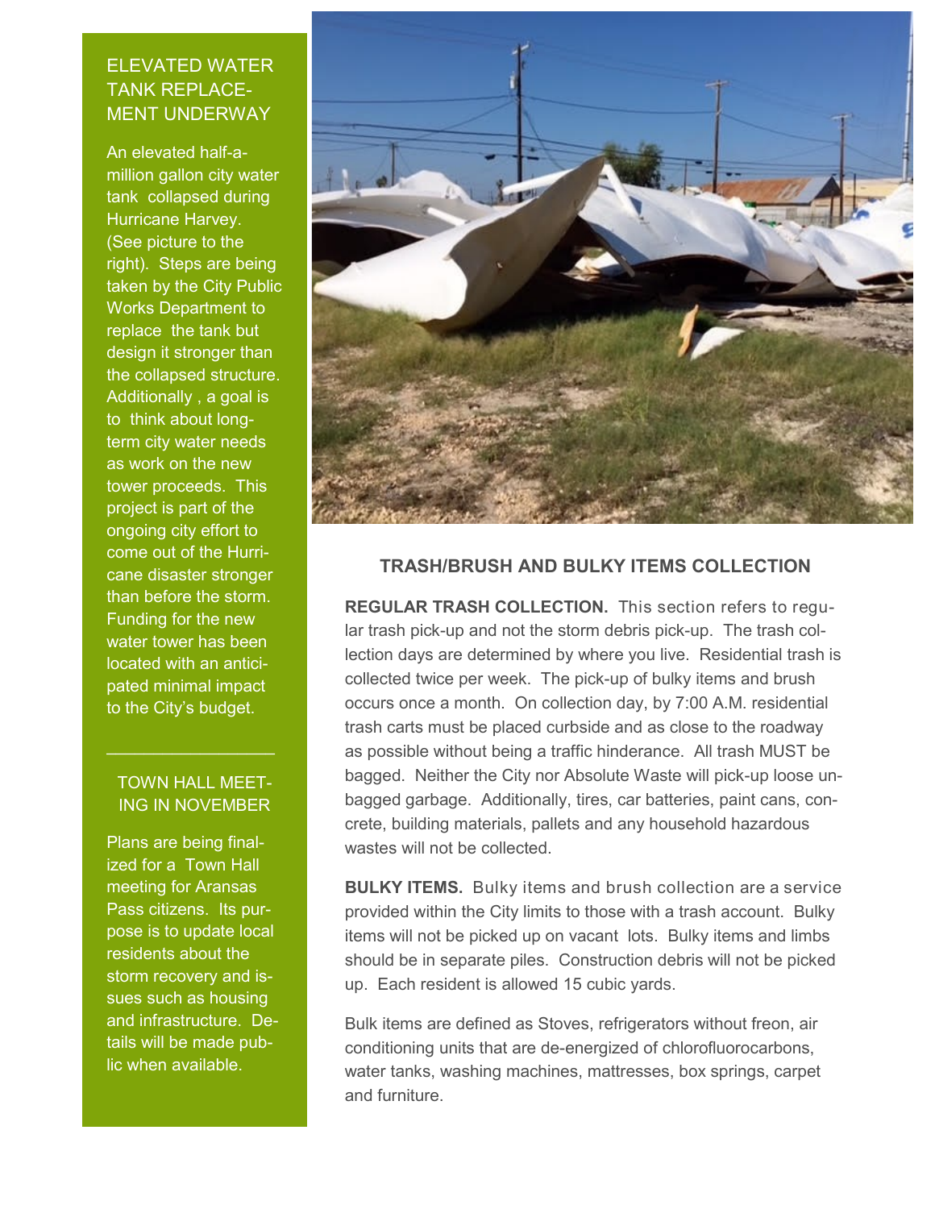## ELEVATED WATER TANK REPLACEMENT UNDERWAY

An elevated half-a-million gallon city water tank collapsed during Hurricane Harvey. (See picture to the right). Steps are being taken by the City Public Works Department to replace the tank but design it stronger than the collapsed structure. Additionally , a goal is to think about long-term city water needs as work on the new tower proceeds. This project is part of the ongoing city effort to come out of the Hurricane disaster stronger than before the storm. Funding for the new water tower has been located with an anticipated minimal impact to the City's budget.

---

## TOWN HALL MEETING IN NOVEMBER

Plans are being finalized for a Town Hall meeting for Aransas Pass citizens. Its purpose is to update local residents about the storm recovery and issues such as housing and infrastructure. Details will be made public when available.

## TRASH/BRUSH AND BULKY ITEMS COLLECTION

**REGULAR TRASH COLLECTION.** This section refers to regular trash pick-up and not the storm debris pick-up. The trash collection days are determined by where you live. Residential trash is collected twice per week. The pick-up of bulky items and brush occurs once a month. On collection day, by 7:00 A.M. residential trash carts must be placed curbside and as close to the roadway as possible without being a traffic hinderance. All trash MUST be bagged. Neither the City nor Absolute Waste will pick-up loose unbagged garbage. Additionally, tires, car batteries, paint cans, concrete, building materials, pallets and any household hazardous wastes will not be collected.

**BULKY ITEMS.** Bulky items and brush collection are a service provided within the City limits to those with a trash account. Bulky items will not be picked up on vacant lots. Bulky items and limbs should be in separate piles. Construction debris will not be picked up. Each resident is allowed 15 cubic yards.

Bulk items are defined as Stoves, refrigerators without freon, air conditioning units that are de-energized of chlorofluorocarbons, water tanks, washing machines, mattresses, box springs, carpet and furniture.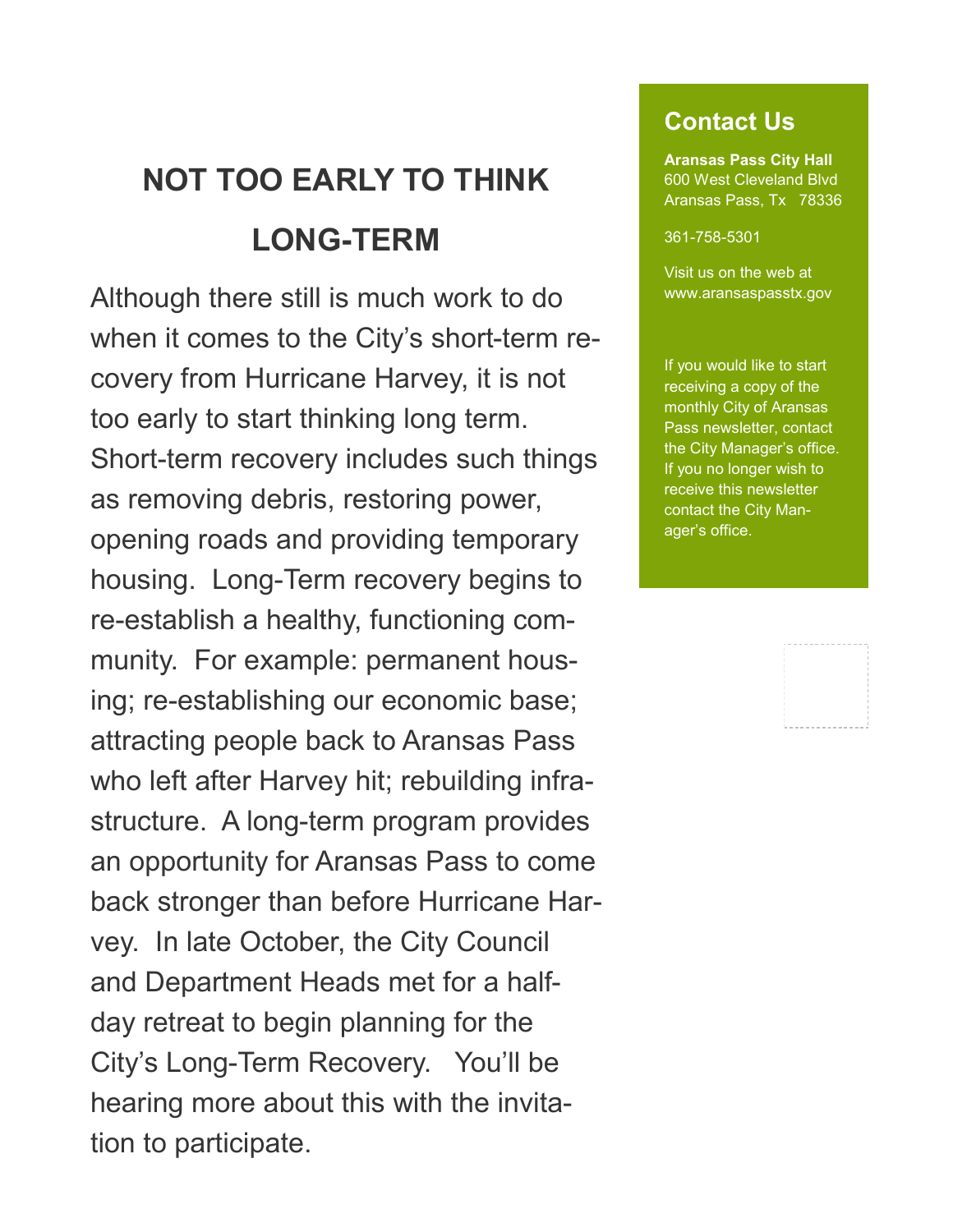# NOT TOO EARLY TO THINK LONG-TERM

Although there still is much work to do when it comes to the City's short-term recovery from Hurricane Harvey, it is not too early to start thinking long term. Short-term recovery includes such things as removing debris, restoring power, opening roads and providing temporary housing. Long-Term recovery begins to re-establish a healthy, functioning community. For example: permanent housing; re-establishing our economic base; attracting people back to Aransas Pass who left after Harvey hit; rebuilding infrastructure. A long-term program provides an opportunity for Aransas Pass to come back stronger than before Hurricane Harvey. In late October, the City Council and Department Heads met for a half-day retreat to begin planning for the City's Long-Term Recovery. You'll be hearing more about this with the invitation to participate.

## Contact Us

**Aransas Pass City Hall**
600 West Cleveland Blvd
Aransas Pass, Tx 78336

361-758-5301

Visit us on the web at www.aransaspasstx.gov

If you would like to start receiving a copy of the monthly City of Aransas Pass newsletter, contact the City Manager's office. If you no longer wish to receive this newsletter contact the City Manager's office.